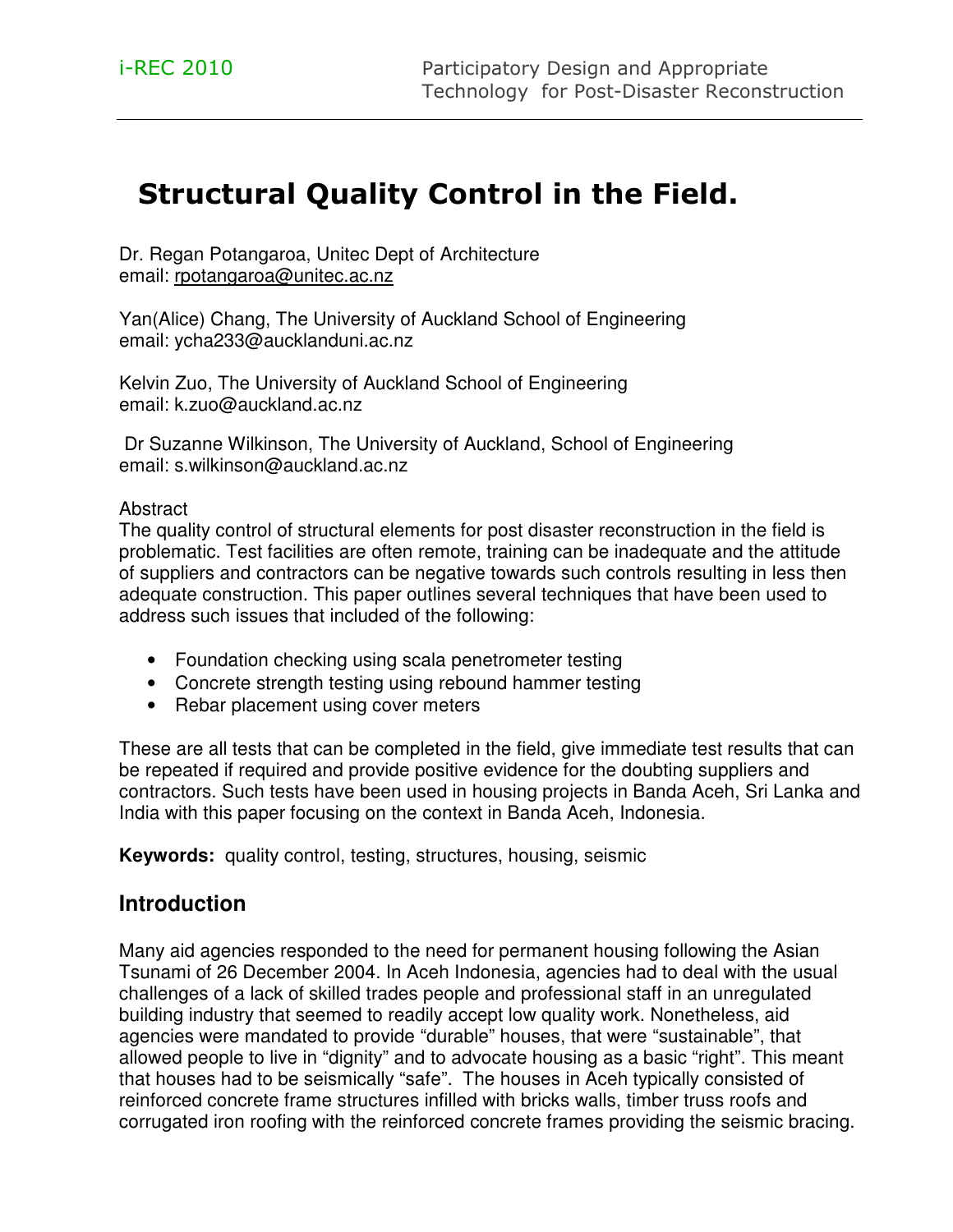# Structural Quality Control in the Field.

Dr. Regan Potangaroa, Unitec Dept of Architecture
email: rpotangaroa@unitec.ac.nz

Yan(Alice) Chang, The University of Auckland School of Engineering
email: ycha233@aucklanduni.ac.nz

Kelvin Zuo, The University of Auckland School of Engineering
email: k.zuo@auckland.ac.nz

Dr Suzanne Wilkinson, The University of Auckland, School of Engineering
email: s.wilkinson@auckland.ac.nz

Abstract

The quality control of structural elements for post disaster reconstruction in the field is problematic. Test facilities are often remote, training can be inadequate and the attitude of suppliers and contractors can be negative towards such controls resulting in less then adequate construction. This paper outlines several techniques that have been used to address such issues that included of the following:

- Foundation checking using scala penetrometer testing
- Concrete strength testing using rebound hammer testing
- Rebar placement using cover meters

These are all tests that can be completed in the field, give immediate test results that can be repeated if required and provide positive evidence for the doubting suppliers and contractors. Such tests have been used in housing projects in Banda Aceh, Sri Lanka and India with this paper focusing on the context in Banda Aceh, Indonesia.

**Keywords:** quality control, testing, structures, housing, seismic

## Introduction

Many aid agencies responded to the need for permanent housing following the Asian Tsunami of 26 December 2004. In Aceh Indonesia, agencies had to deal with the usual challenges of a lack of skilled trades people and professional staff in an unregulated building industry that seemed to readily accept low quality work. Nonetheless, aid agencies were mandated to provide "durable" houses, that were "sustainable", that allowed people to live in "dignity" and to advocate housing as a basic "right". This meant that houses had to be seismically "safe". The houses in Aceh typically consisted of reinforced concrete frame structures infilled with bricks walls, timber truss roofs and corrugated iron roofing with the reinforced concrete frames providing the seismic bracing.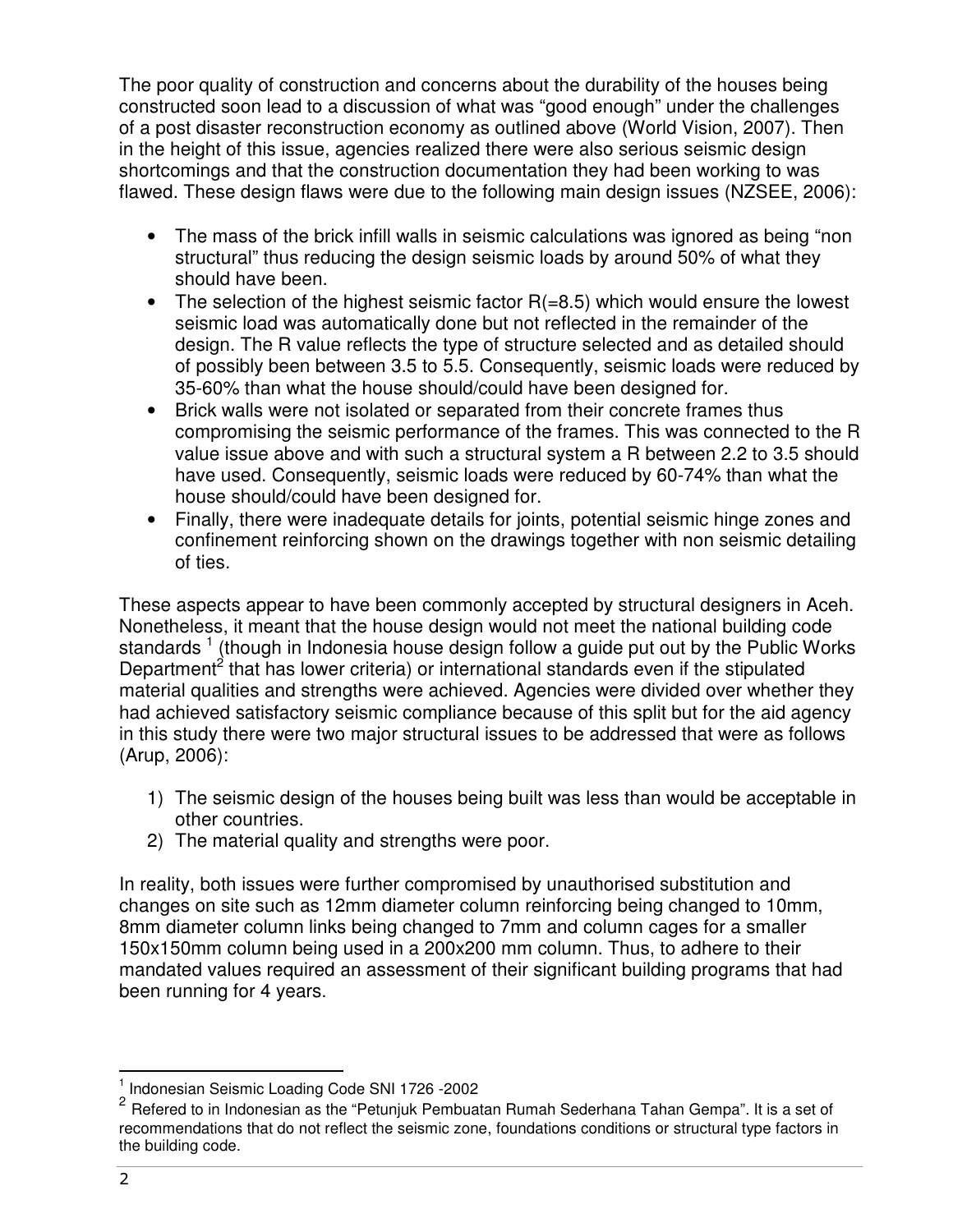The poor quality of construction and concerns about the durability of the houses being constructed soon lead to a discussion of what was "good enough" under the challenges of a post disaster reconstruction economy as outlined above (World Vision, 2007). Then in the height of this issue, agencies realized there were also serious seismic design shortcomings and that the construction documentation they had been working to was flawed. These design flaws were due to the following main design issues (NZSEE, 2006):

- The mass of the brick infill walls in seismic calculations was ignored as being "non structural" thus reducing the design seismic loads by around 50% of what they should have been.
- The selection of the highest seismic factor R(=8.5) which would ensure the lowest seismic load was automatically done but not reflected in the remainder of the design. The R value reflects the type of structure selected and as detailed should of possibly been between 3.5 to 5.5. Consequently, seismic loads were reduced by 35-60% than what the house should/could have been designed for.
- Brick walls were not isolated or separated from their concrete frames thus compromising the seismic performance of the frames. This was connected to the R value issue above and with such a structural system a R between 2.2 to 3.5 should have used. Consequently, seismic loads were reduced by 60-74% than what the house should/could have been designed for.
- Finally, there were inadequate details for joints, potential seismic hinge zones and confinement reinforcing shown on the drawings together with non seismic detailing of ties.

These aspects appear to have been commonly accepted by structural designers in Aceh. Nonetheless, it meant that the house design would not meet the national building code standards [1] (though in Indonesia house design follow a guide put out by the Public Works Department[2] that has lower criteria) or international standards even if the stipulated material qualities and strengths were achieved. Agencies were divided over whether they had achieved satisfactory seismic compliance because of this split but for the aid agency in this study there were two major structural issues to be addressed that were as follows (Arup, 2006):

1) The seismic design of the houses being built was less than would be acceptable in other countries.
2) The material quality and strengths were poor.

In reality, both issues were further compromised by unauthorised substitution and changes on site such as 12mm diameter column reinforcing being changed to 10mm, 8mm diameter column links being changed to 7mm and column cages for a smaller 150x150mm column being used in a 200x200 mm column. Thus, to adhere to their mandated values required an assessment of their significant building programs that had been running for 4 years.

[1] Indonesian Seismic Loading Code SNI 1726 -2002

[2] Refered to in Indonesian as the "Petunjuk Pembuatan Rumah Sederhana Tahan Gempa". It is a set of recommendations that do not reflect the seismic zone, foundations conditions or structural type factors in the building code.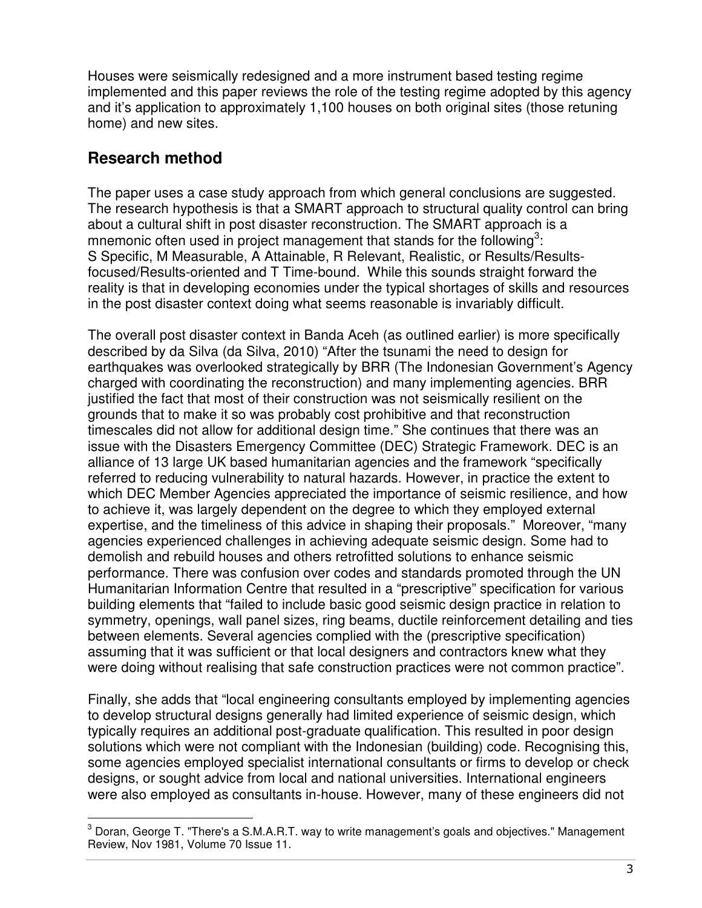Houses were seismically redesigned and a more instrument based testing regime implemented and this paper reviews the role of the testing regime adopted by this agency and it's application to approximately 1,100 houses on both original sites (those retuning home) and new sites.

## Research method

The paper uses a case study approach from which general conclusions are suggested. The research hypothesis is that a SMART approach to structural quality control can bring about a cultural shift in post disaster reconstruction. The SMART approach is a mnemonic often used in project management that stands for the following[3]: S Specific, M Measurable, A Attainable, R Relevant, Realistic, or Results/Results-focused/Results-oriented and T Time-bound. While this sounds straight forward the reality is that in developing economies under the typical shortages of skills and resources in the post disaster context doing what seems reasonable is invariably difficult.

The overall post disaster context in Banda Aceh (as outlined earlier) is more specifically described by da Silva (da Silva, 2010) "After the tsunami the need to design for earthquakes was overlooked strategically by BRR (The Indonesian Government's Agency charged with coordinating the reconstruction) and many implementing agencies. BRR justified the fact that most of their construction was not seismically resilient on the grounds that to make it so was probably cost prohibitive and that reconstruction timescales did not allow for additional design time." She continues that there was an issue with the Disasters Emergency Committee (DEC) Strategic Framework. DEC is an alliance of 13 large UK based humanitarian agencies and the framework "specifically referred to reducing vulnerability to natural hazards. However, in practice the extent to which DEC Member Agencies appreciated the importance of seismic resilience, and how to achieve it, was largely dependent on the degree to which they employed external expertise, and the timeliness of this advice in shaping their proposals." Moreover, "many agencies experienced challenges in achieving adequate seismic design. Some had to demolish and rebuild houses and others retrofitted solutions to enhance seismic performance. There was confusion over codes and standards promoted through the UN Humanitarian Information Centre that resulted in a "prescriptive" specification for various building elements that "failed to include basic good seismic design practice in relation to symmetry, openings, wall panel sizes, ring beams, ductile reinforcement detailing and ties between elements. Several agencies complied with the (prescriptive specification) assuming that it was sufficient or that local designers and contractors knew what they were doing without realising that safe construction practices were not common practice".

Finally, she adds that "local engineering consultants employed by implementing agencies to develop structural designs generally had limited experience of seismic design, which typically requires an additional post-graduate qualification. This resulted in poor design solutions which were not compliant with the Indonesian (building) code. Recognising this, some agencies employed specialist international consultants or firms to develop or check designs, or sought advice from local and national universities. International engineers were also employed as consultants in-house. However, many of these engineers did not

[3] Doran, George T. "There's a S.M.A.R.T. way to write management's goals and objectives." Management Review, Nov 1981, Volume 70 Issue 11.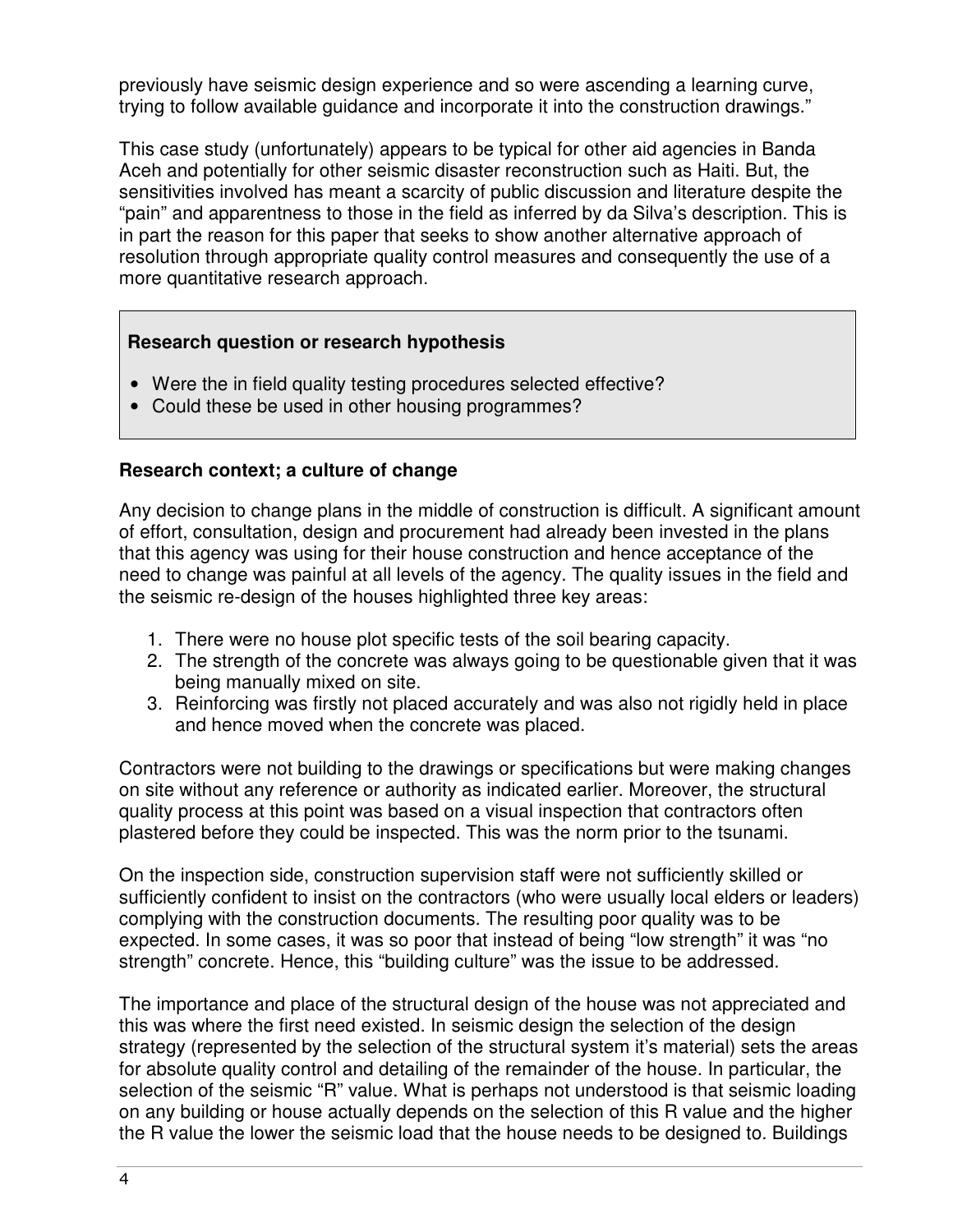previously have seismic design experience and so were ascending a learning curve, trying to follow available guidance and incorporate it into the construction drawings."

This case study (unfortunately) appears to be typical for other aid agencies in Banda Aceh and potentially for other seismic disaster reconstruction such as Haiti. But, the sensitivities involved has meant a scarcity of public discussion and literature despite the "pain" and apparentness to those in the field as inferred by da Silva's description. This is in part the reason for this paper that seeks to show another alternative approach of resolution through appropriate quality control measures and consequently the use of a more quantitative research approach.

**Research question or research hypothesis**

- Were the in field quality testing procedures selected effective?
- Could these be used in other housing programmes?

### Research context; a culture of change

Any decision to change plans in the middle of construction is difficult. A significant amount of effort, consultation, design and procurement had already been invested in the plans that this agency was using for their house construction and hence acceptance of the need to change was painful at all levels of the agency. The quality issues in the field and the seismic re-design of the houses highlighted three key areas:

1. There were no house plot specific tests of the soil bearing capacity.
2. The strength of the concrete was always going to be questionable given that it was being manually mixed on site.
3. Reinforcing was firstly not placed accurately and was also not rigidly held in place and hence moved when the concrete was placed.

Contractors were not building to the drawings or specifications but were making changes on site without any reference or authority as indicated earlier. Moreover, the structural quality process at this point was based on a visual inspection that contractors often plastered before they could be inspected. This was the norm prior to the tsunami.

On the inspection side, construction supervision staff were not sufficiently skilled or sufficiently confident to insist on the contractors (who were usually local elders or leaders) complying with the construction documents. The resulting poor quality was to be expected. In some cases, it was so poor that instead of being "low strength" it was "no strength" concrete. Hence, this "building culture" was the issue to be addressed.

The importance and place of the structural design of the house was not appreciated and this was where the first need existed. In seismic design the selection of the design strategy (represented by the selection of the structural system it's material) sets the areas for absolute quality control and detailing of the remainder of the house. In particular, the selection of the seismic "R" value. What is perhaps not understood is that seismic loading on any building or house actually depends on the selection of this R value and the higher the R value the lower the seismic load that the house needs to be designed to. Buildings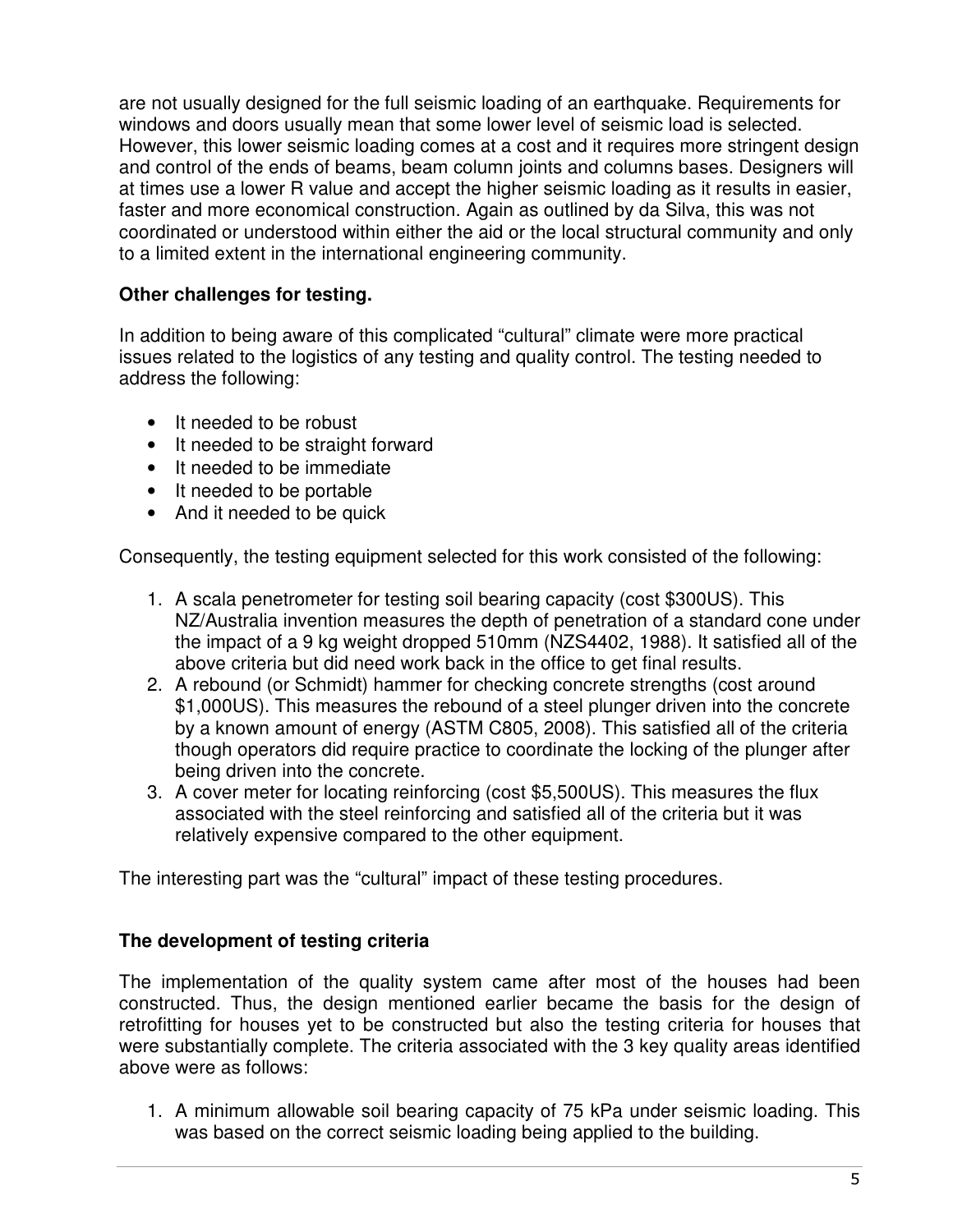are not usually designed for the full seismic loading of an earthquake. Requirements for windows and doors usually mean that some lower level of seismic load is selected. However, this lower seismic loading comes at a cost and it requires more stringent design and control of the ends of beams, beam column joints and columns bases. Designers will at times use a lower R value and accept the higher seismic loading as it results in easier, faster and more economical construction. Again as outlined by da Silva, this was not coordinated or understood within either the aid or the local structural community and only to a limited extent in the international engineering community.

**Other challenges for testing.**

In addition to being aware of this complicated "cultural" climate were more practical issues related to the logistics of any testing and quality control. The testing needed to address the following:

- It needed to be robust
- It needed to be straight forward
- It needed to be immediate
- It needed to be portable
- And it needed to be quick

Consequently, the testing equipment selected for this work consisted of the following:

1. A scala penetrometer for testing soil bearing capacity (cost $300US). This NZ/Australia invention measures the depth of penetration of a standard cone under the impact of a 9 kg weight dropped 510mm (NZS4402, 1988). It satisfied all of the above criteria but did need work back in the office to get final results.
2. A rebound (or Schmidt) hammer for checking concrete strengths (cost around $1,000US). This measures the rebound of a steel plunger driven into the concrete by a known amount of energy (ASTM C805, 2008). This satisfied all of the criteria though operators did require practice to coordinate the locking of the plunger after being driven into the concrete.
3. A cover meter for locating reinforcing (cost $5,500US). This measures the flux associated with the steel reinforcing and satisfied all of the criteria but it was relatively expensive compared to the other equipment.

The interesting part was the "cultural" impact of these testing procedures.

**The development of testing criteria**

The implementation of the quality system came after most of the houses had been constructed. Thus, the design mentioned earlier became the basis for the design of retrofitting for houses yet to be constructed but also the testing criteria for houses that were substantially complete. The criteria associated with the 3 key quality areas identified above were as follows:

1. A minimum allowable soil bearing capacity of 75 kPa under seismic loading. This was based on the correct seismic loading being applied to the building.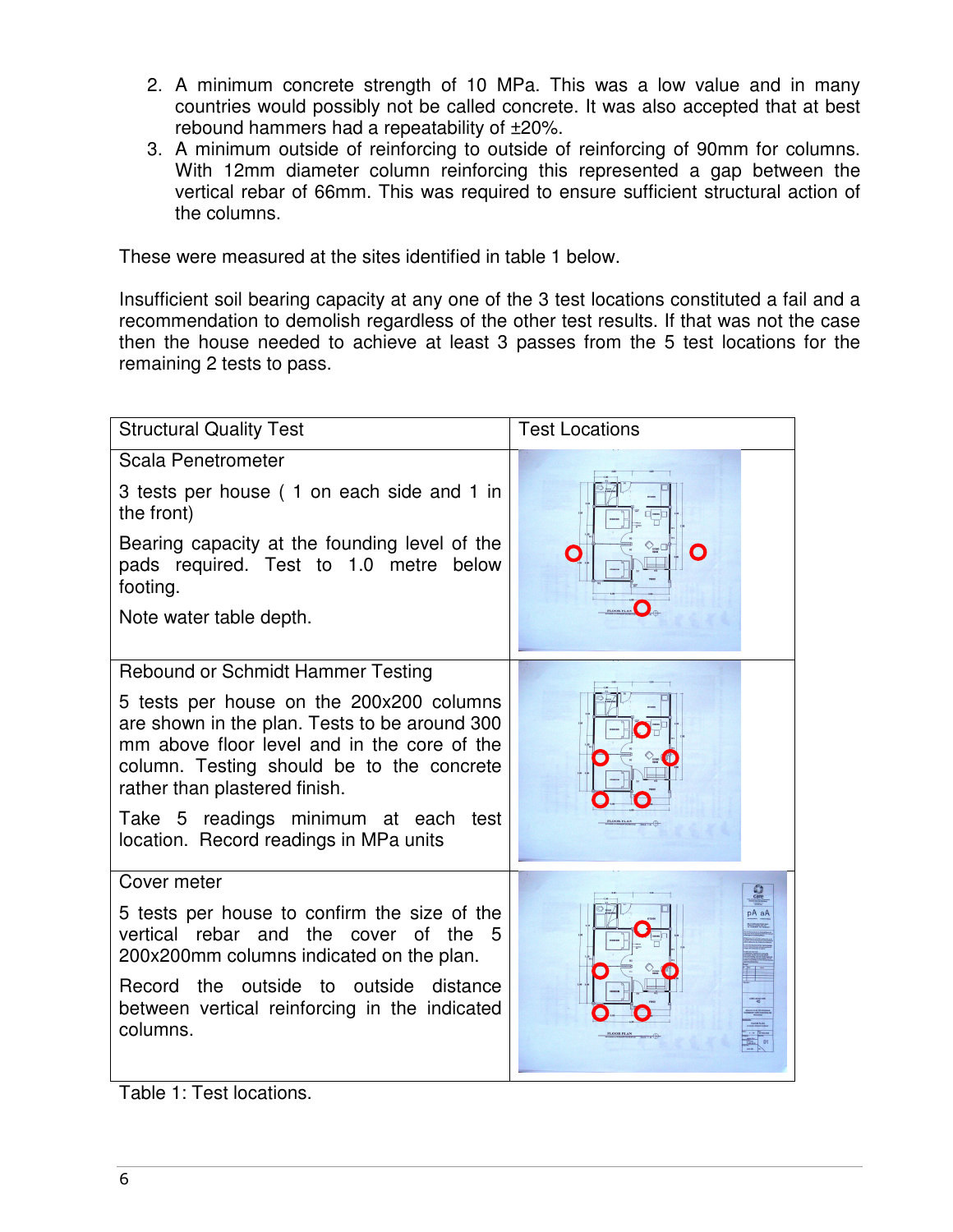2. A minimum concrete strength of 10 MPa. This was a low value and in many countries would possibly not be called concrete. It was also accepted that at best rebound hammers had a repeatability of ±20%.
3. A minimum outside of reinforcing to outside of reinforcing of 90mm for columns. With 12mm diameter column reinforcing this represented a gap between the vertical rebar of 66mm. This was required to ensure sufficient structural action of the columns.

These were measured at the sites identified in table 1 below.

Insufficient soil bearing capacity at any one of the 3 test locations constituted a fail and a recommendation to demolish regardless of the other test results. If that was not the case then the house needed to achieve at least 3 passes from the 5 test locations for the remaining 2 tests to pass.

| Structural Quality Test | Test Locations |
|---|---|
| Scala Penetrometer<br><br>3 tests per house ( 1 on each side and 1 in the front)<br><br>Bearing capacity at the founding level of the pads required. Test to 1.0 metre below footing.<br><br>Note water table depth. | |
| Rebound or Schmidt Hammer Testing<br><br>5 tests per house on the 200x200 columns are shown in the plan. Tests to be around 300 mm above floor level and in the core of the column. Testing should be to the concrete rather than plastered finish.<br><br>Take 5 readings minimum at each test location. Record readings in MPa units | |
| Cover meter<br><br>5 tests per house to confirm the size of the vertical rebar and the cover of the 5 200x200mm columns indicated on the plan.<br><br>Record the outside to outside distance between vertical reinforcing in the indicated columns. | |

Table 1: Test locations.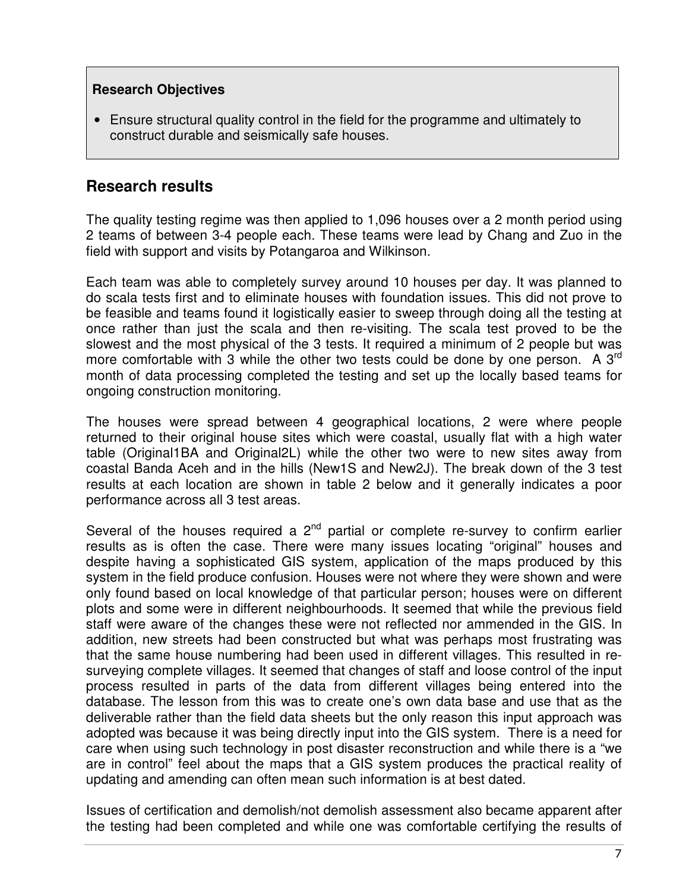> **Research Objectives**
>
> - Ensure structural quality control in the field for the programme and ultimately to construct durable and seismically safe houses.

## Research results

The quality testing regime was then applied to 1,096 houses over a 2 month period using 2 teams of between 3-4 people each. These teams were lead by Chang and Zuo in the field with support and visits by Potangaroa and Wilkinson.

Each team was able to completely survey around 10 houses per day. It was planned to do scala tests first and to eliminate houses with foundation issues. This did not prove to be feasible and teams found it logistically easier to sweep through doing all the testing at once rather than just the scala and then re-visiting. The scala test proved to be the slowest and the most physical of the 3 tests. It required a minimum of 2 people but was more comfortable with 3 while the other two tests could be done by one person. A 3rd month of data processing completed the testing and set up the locally based teams for ongoing construction monitoring.

The houses were spread between 4 geographical locations, 2 were where people returned to their original house sites which were coastal, usually flat with a high water table (Original1BA and Original2L) while the other two were to new sites away from coastal Banda Aceh and in the hills (New1S and New2J). The break down of the 3 test results at each location are shown in table 2 below and it generally indicates a poor performance across all 3 test areas.

Several of the houses required a 2nd partial or complete re-survey to confirm earlier results as is often the case. There were many issues locating "original" houses and despite having a sophisticated GIS system, application of the maps produced by this system in the field produce confusion. Houses were not where they were shown and were only found based on local knowledge of that particular person; houses were on different plots and some were in different neighbourhoods. It seemed that while the previous field staff were aware of the changes these were not reflected nor ammended in the GIS. In addition, new streets had been constructed but what was perhaps most frustrating was that the same house numbering had been used in different villages. This resulted in re-surveying complete villages. It seemed that changes of staff and loose control of the input process resulted in parts of the data from different villages being entered into the database. The lesson from this was to create one's own data base and use that as the deliverable rather than the field data sheets but the only reason this input approach was adopted was because it was being directly input into the GIS system. There is a need for care when using such technology in post disaster reconstruction and while there is a "we are in control" feel about the maps that a GIS system produces the practical reality of updating and amending can often mean such information is at best dated.

Issues of certification and demolish/not demolish assessment also became apparent after the testing had been completed and while one was comfortable certifying the results of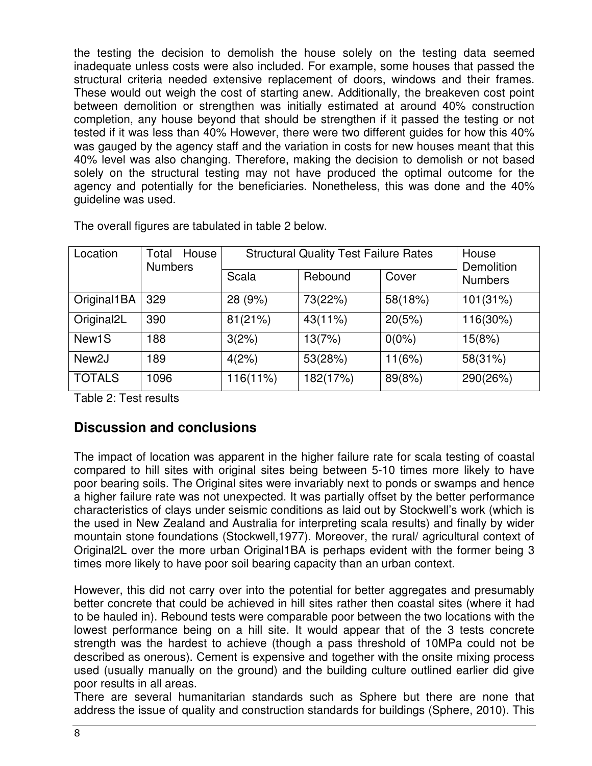the testing the decision to demolish the house solely on the testing data seemed inadequate unless costs were also included. For example, some houses that passed the structural criteria needed extensive replacement of doors, windows and their frames. These would out weigh the cost of starting anew. Additionally, the breakeven cost point between demolition or strengthen was initially estimated at around 40% construction completion, any house beyond that should be strengthen if it passed the testing or not tested if it was less than 40% However, there were two different guides for how this 40% was gauged by the agency staff and the variation in costs for new houses meant that this 40% level was also changing. Therefore, making the decision to demolish or not based solely on the structural testing may not have produced the optimal outcome for the agency and potentially for the beneficiaries. Nonetheless, this was done and the 40% guideline was used.

The overall figures are tabulated in table 2 below.

| Location | Total House Numbers | Structural Quality Test Failure Rates | | | House Demolition Numbers |
|---|---|---|---|---|---|
| | | Scala | Rebound | Cover | |
| Original1BA | 329 | 28 (9%) | 73(22%) | 58(18%) | 101(31%) |
| Original2L | 390 | 81(21%) | 43(11%) | 20(5%) | 116(30%) |
| New1S | 188 | 3(2%) | 13(7%) | 0(0%) | 15(8%) |
| New2J | 189 | 4(2%) | 53(28%) | 11(6%) | 58(31%) |
| TOTALS | 1096 | 116(11%) | 182(17%) | 89(8%) | 290(26%) |

Table 2: Test results

## Discussion and conclusions

The impact of location was apparent in the higher failure rate for scala testing of coastal compared to hill sites with original sites being between 5-10 times more likely to have poor bearing soils. The Original sites were invariably next to ponds or swamps and hence a higher failure rate was not unexpected. It was partially offset by the better performance characteristics of clays under seismic conditions as laid out by Stockwell's work (which is the used in New Zealand and Australia for interpreting scala results) and finally by wider mountain stone foundations (Stockwell,1977). Moreover, the rural/ agricultural context of Original2L over the more urban Original1BA is perhaps evident with the former being 3 times more likely to have poor soil bearing capacity than an urban context.

However, this did not carry over into the potential for better aggregates and presumably better concrete that could be achieved in hill sites rather then coastal sites (where it had to be hauled in). Rebound tests were comparable poor between the two locations with the lowest performance being on a hill site. It would appear that of the 3 tests concrete strength was the hardest to achieve (though a pass threshold of 10MPa could not be described as onerous). Cement is expensive and together with the onsite mixing process used (usually manually on the ground) and the building culture outlined earlier did give poor results in all areas.

There are several humanitarian standards such as Sphere but there are none that address the issue of quality and construction standards for buildings (Sphere, 2010). This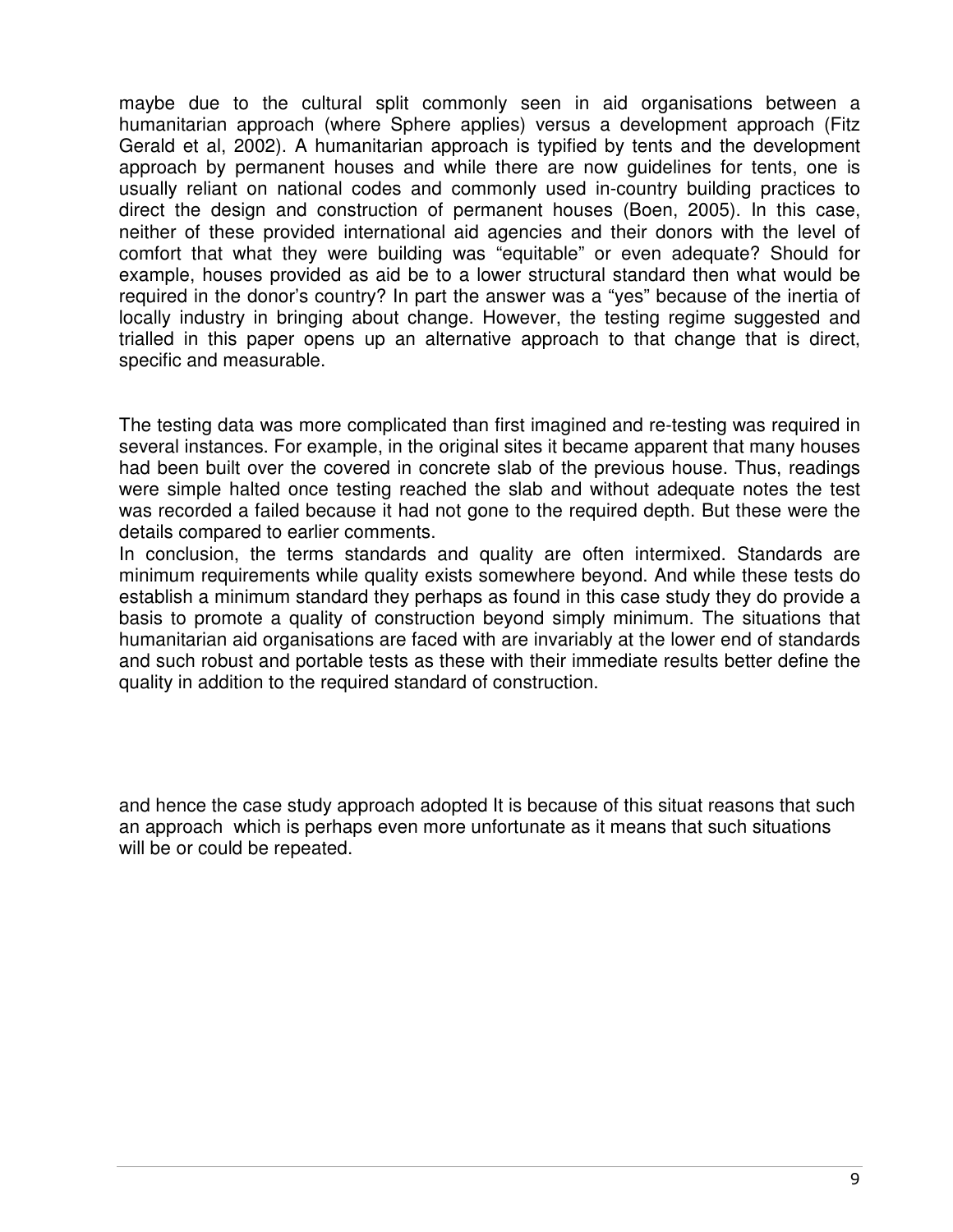maybe due to the cultural split commonly seen in aid organisations between a humanitarian approach (where Sphere applies) versus a development approach (Fitz Gerald et al, 2002). A humanitarian approach is typified by tents and the development approach by permanent houses and while there are now guidelines for tents, one is usually reliant on national codes and commonly used in-country building practices to direct the design and construction of permanent houses (Boen, 2005). In this case, neither of these provided international aid agencies and their donors with the level of comfort that what they were building was "equitable" or even adequate? Should for example, houses provided as aid be to a lower structural standard then what would be required in the donor's country? In part the answer was a "yes" because of the inertia of locally industry in bringing about change. However, the testing regime suggested and trialled in this paper opens up an alternative approach to that change that is direct, specific and measurable.

The testing data was more complicated than first imagined and re-testing was required in several instances. For example, in the original sites it became apparent that many houses had been built over the covered in concrete slab of the previous house. Thus, readings were simple halted once testing reached the slab and without adequate notes the test was recorded a failed because it had not gone to the required depth. But these were the details compared to earlier comments.

In conclusion, the terms standards and quality are often intermixed. Standards are minimum requirements while quality exists somewhere beyond. And while these tests do establish a minimum standard they perhaps as found in this case study they do provide a basis to promote a quality of construction beyond simply minimum. The situations that humanitarian aid organisations are faced with are invariably at the lower end of standards and such robust and portable tests as these with their immediate results better define the quality in addition to the required standard of construction.

and hence the case study approach adopted It is because of this situat reasons that such an approach which is perhaps even more unfortunate as it means that such situations will be or could be repeated.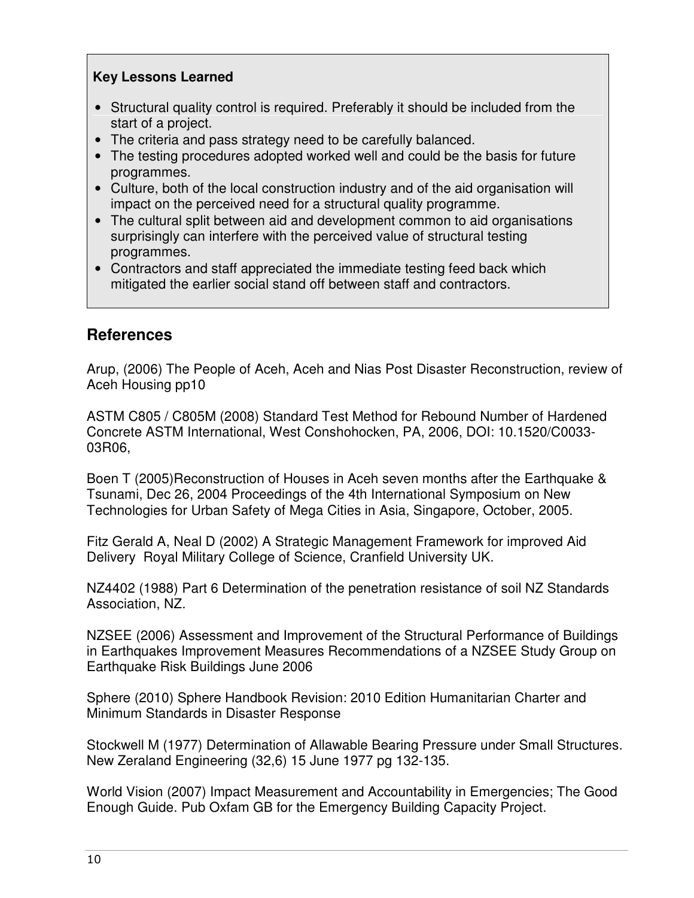**Key Lessons Learned**

- Structural quality control is required. Preferably it should be included from the start of a project.
- The criteria and pass strategy need to be carefully balanced.
- The testing procedures adopted worked well and could be the basis for future programmes.
- Culture, both of the local construction industry and of the aid organisation will impact on the perceived need for a structural quality programme.
- The cultural split between aid and development common to aid organisations surprisingly can interfere with the perceived value of structural testing programmes.
- Contractors and staff appreciated the immediate testing feed back which mitigated the earlier social stand off between staff and contractors.

## References

Arup, (2006) The People of Aceh, Aceh and Nias Post Disaster Reconstruction, review of Aceh Housing pp10

ASTM C805 / C805M (2008) Standard Test Method for Rebound Number of Hardened Concrete ASTM International, West Conshohocken, PA, 2006, DOI: 10.1520/C0033-03R06,

Boen T (2005)Reconstruction of Houses in Aceh seven months after the Earthquake & Tsunami, Dec 26, 2004 Proceedings of the 4th International Symposium on New Technologies for Urban Safety of Mega Cities in Asia, Singapore, October, 2005.

Fitz Gerald A, Neal D (2002) A Strategic Management Framework for improved Aid Delivery Royal Military College of Science, Cranfield University UK.

NZ4402 (1988) Part 6 Determination of the penetration resistance of soil NZ Standards Association, NZ.

NZSEE (2006) Assessment and Improvement of the Structural Performance of Buildings in Earthquakes Improvement Measures Recommendations of a NZSEE Study Group on Earthquake Risk Buildings June 2006

Sphere (2010) Sphere Handbook Revision: 2010 Edition Humanitarian Charter and Minimum Standards in Disaster Response

Stockwell M (1977) Determination of Allawable Bearing Pressure under Small Structures. New Zeraland Engineering (32,6) 15 June 1977 pg 132-135.

World Vision (2007) Impact Measurement and Accountability in Emergencies; The Good Enough Guide. Pub Oxfam GB for the Emergency Building Capacity Project.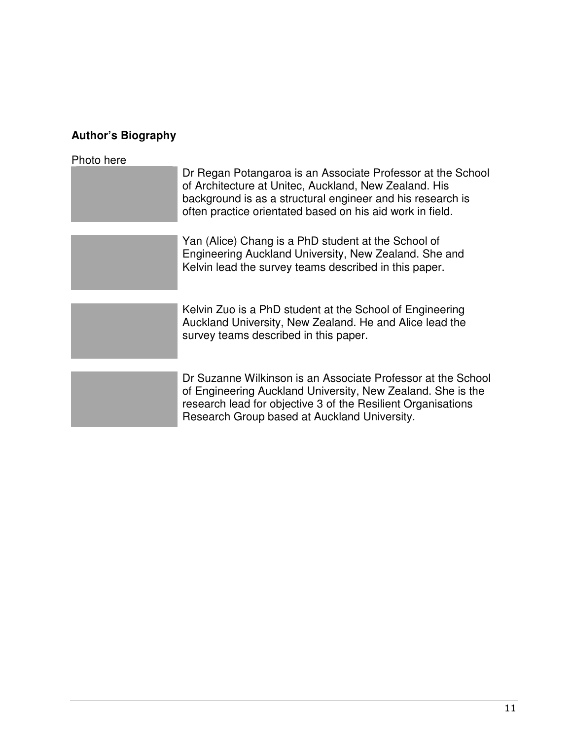**Author's Biography**

Photo here

Dr Regan Potangaroa is an Associate Professor at the School of Architecture at Unitec, Auckland, New Zealand. His background is as a structural engineer and his research is often practice orientated based on his aid work in field.

Yan (Alice) Chang is a PhD student at the School of Engineering Auckland University, New Zealand. She and Kelvin lead the survey teams described in this paper.

Kelvin Zuo is a PhD student at the School of Engineering Auckland University, New Zealand. He and Alice lead the survey teams described in this paper.

Dr Suzanne Wilkinson is an Associate Professor at the School of Engineering Auckland University, New Zealand. She is the research lead for objective 3 of the Resilient Organisations Research Group based at Auckland University.